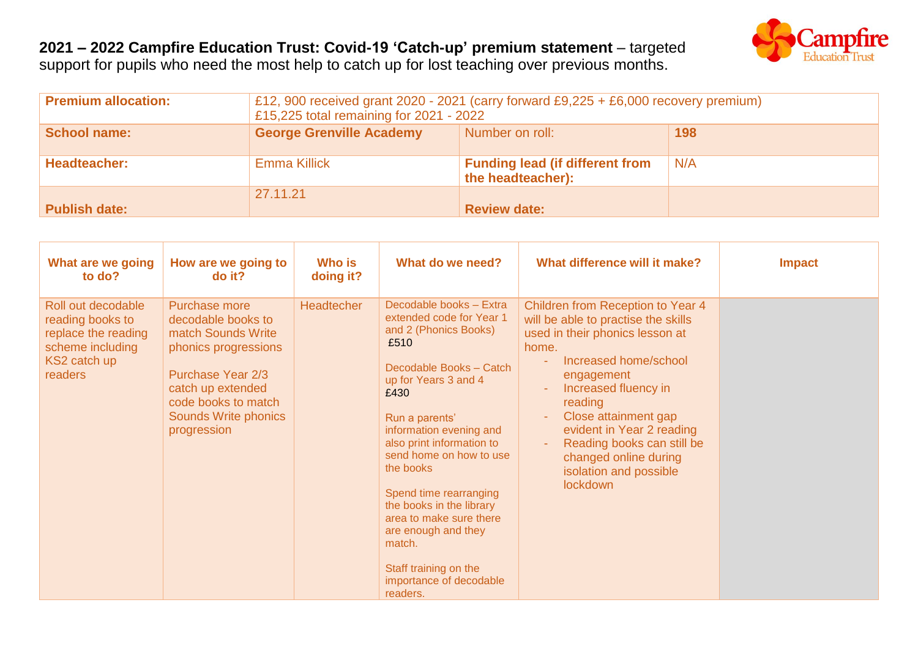**2021 – 2022 Campfire Education Trust: Covid-19 'Catch-up' premium statement** – targeted support for pupils who need the most help to catch up for lost teaching over previous months.

| | | | |
|---|---|---|---|
| **Premium allocation:** | £12, 900 received grant 2020 - 2021 (carry forward £9,225 + £6,000 recovery premium)<br>£15,225 total remaining for 2021 - 2022 | | |
| **School name:** | **George Grenville Academy** | Number on roll: | **198** |
| **Headteacher:** | Emma Killick | **Funding lead (if different from the headteacher):** | N/A |
| **Publish date:** | 27.11.21 | **Review date:** | |

| What are we going to do? | How are we going to do it? | Who is doing it? | What do we need? | What difference will it make? | Impact |
|---|---|---|---|---|---|
| Roll out decodable reading books to replace the reading scheme including KS2 catch up readers | Purchase more decodable books to match Sounds Write phonics progressions<br><br>Purchase Year 2/3 catch up extended code books to match Sounds Write phonics progression | Headtecher | Decodable books – Extra extended code for Year 1 and 2 (Phonics Books) £510<br><br>Decodable Books – Catch up for Years 3 and 4 £430<br><br>Run a parents' information evening and also print information to send home on how to use the books<br><br>Spend time rearranging the books in the library area to make sure there are enough and they match.<br><br>Staff training on the importance of decodable readers. | Children from Reception to Year 4 will be able to practise the skills used in their phonics lesson at home.<br>- Increased home/school engagement<br>- Increased fluency in reading<br>- Close attainment gap evident in Year 2 reading<br>- Reading books can still be changed online during isolation and possible lockdown | |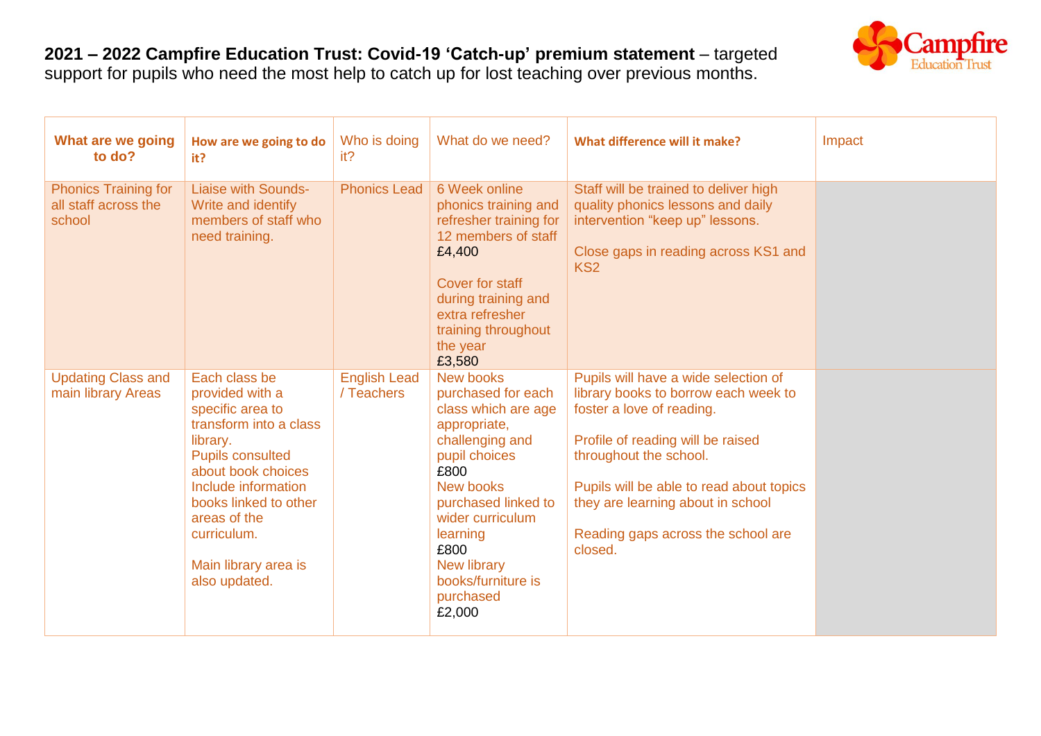**2021 – 2022 Campfire Education Trust: Covid-19 'Catch-up' premium statement** – targeted support for pupils who need the most help to catch up for lost teaching over previous months.

| What are we going to do? | How are we going to do it? | Who is doing it? | What do we need? | What difference will it make? | Impact |
|---|---|---|---|---|---|
| Phonics Training for all staff across the school | Liaise with Sounds-Write and identify members of staff who need training. | Phonics Lead | 6 Week online phonics training and refresher training for 12 members of staff £4,400<br><br>Cover for staff during training and extra refresher training throughout the year £3,580 | Staff will be trained to deliver high quality phonics lessons and daily intervention "keep up" lessons.<br><br>Close gaps in reading across KS1 and KS2 | |
| Updating Class and main library Areas | Each class be provided with a specific area to transform into a class library.<br>Pupils consulted about book choices<br>Include information books linked to other areas of the curriculum.<br><br>Main library area is also updated. | English Lead / Teachers | New books purchased for each class which are age appropriate, challenging and pupil choices £800<br>New books purchased linked to wider curriculum learning £800<br>New library books/furniture is purchased £2,000 | Pupils will have a wide selection of library books to borrow each week to foster a love of reading.<br><br>Profile of reading will be raised throughout the school.<br><br>Pupils will be able to read about topics they are learning about in school<br><br>Reading gaps across the school are closed. | |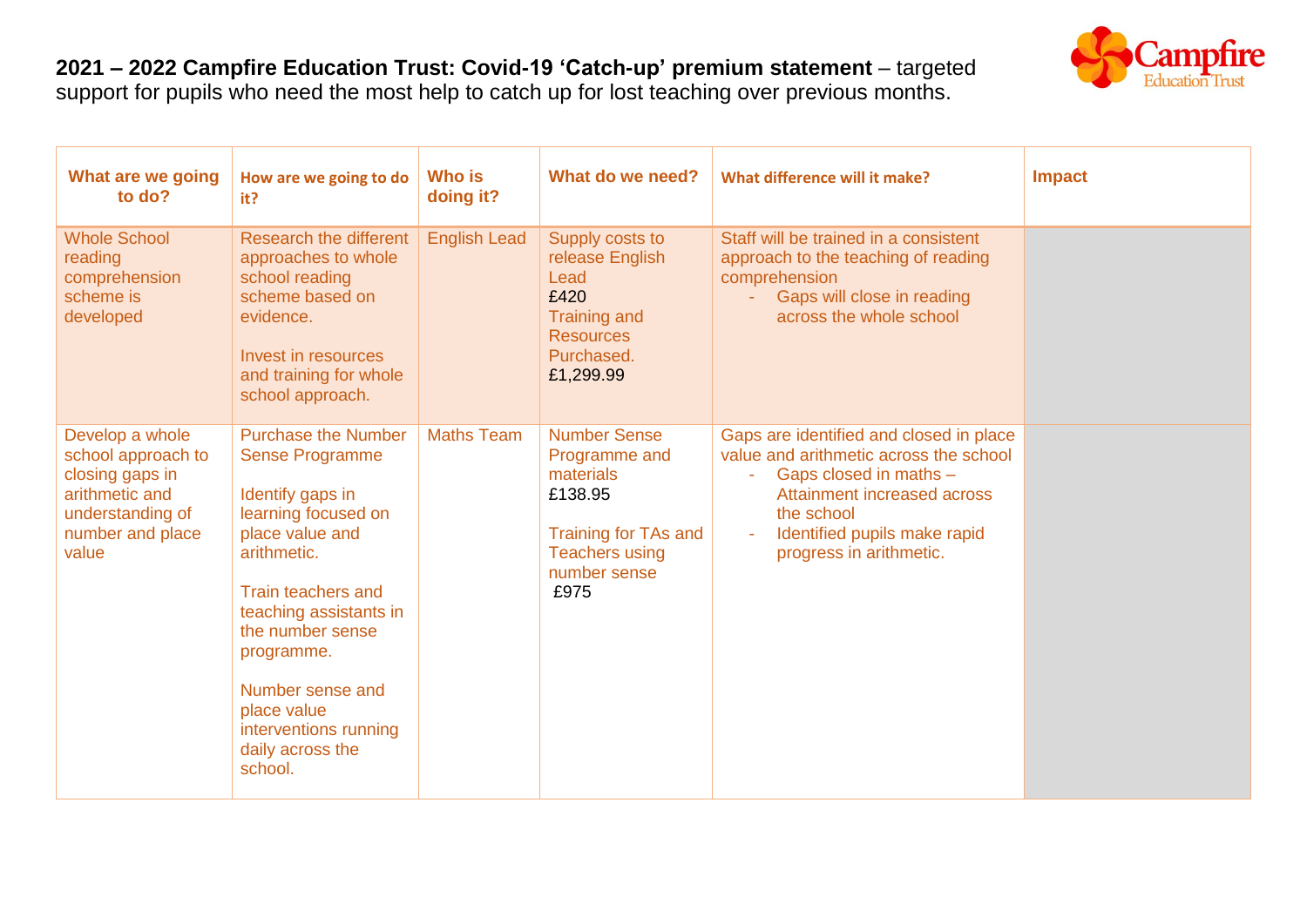**2021 – 2022 Campfire Education Trust: Covid-19 'Catch-up' premium statement** – targeted support for pupils who need the most help to catch up for lost teaching over previous months.

| What are we going to do? | How are we going to do it? | Who is doing it? | What do we need? | What difference will it make? | Impact |
|---|---|---|---|---|---|
| Whole School reading comprehension scheme is developed | Research the different approaches to whole school reading scheme based on evidence.<br><br>Invest in resources and training for whole school approach. | English Lead | Supply costs to release English Lead<br>£420<br>Training and Resources Purchased.<br>£1,299.99 | Staff will be trained in a consistent approach to the teaching of reading comprehension<br>- Gaps will close in reading across the whole school | |
| Develop a whole school approach to closing gaps in arithmetic and understanding of number and place value | Purchase the Number Sense Programme<br><br>Identify gaps in learning focused on place value and arithmetic.<br><br>Train teachers and teaching assistants in the number sense programme.<br><br>Number sense and place value interventions running daily across the school. | Maths Team | Number Sense Programme and materials<br>£138.95<br><br>Training for TAs and Teachers using number sense<br>£975 | Gaps are identified and closed in place value and arithmetic across the school<br>- Gaps closed in maths – Attainment increased across the school<br>- Identified pupils make rapid progress in arithmetic. | |